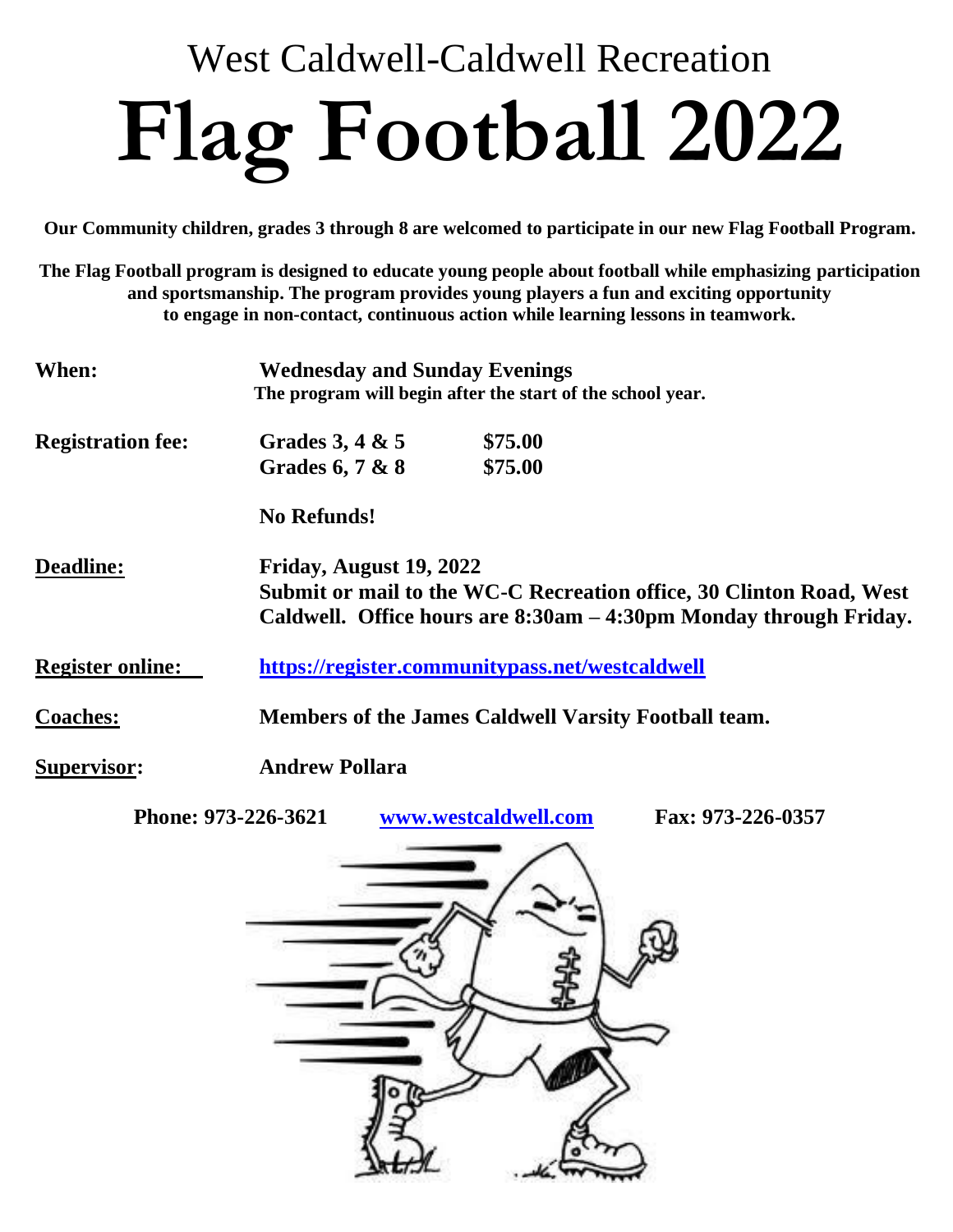West Caldwell-Caldwell Recreation

# Flag Football 2022

**Our Community children, grades 3 through 8 are welcomed to participate in our new Flag Football Program.**

**The Flag Football program is designed to educate young people about football while emphasizing participation and sportsmanship. The program provides young players a fun and exciting opportunity to engage in non-contact, continuous action while learning lessons in teamwork.**

**When:** **Wednesday and Sunday Evenings**
**The program will begin after the start of the school year.**

**Registration fee:**

| | |
|---|---|
| **Grades 3, 4 & 5** | **$75.00** |
| **Grades 6, 7 & 8** | **$75.00** |

**No Refunds!**

**Deadline:** **Friday, August 19, 2022**
**Submit or mail to the WC-C Recreation office, 30 Clinton Road, West Caldwell. Office hours are 8:30am – 4:30pm Monday through Friday.**

**Register online:** **https://register.communitypass.net/westcaldwell**

**Coaches:** **Members of the James Caldwell Varsity Football team.**

**Supervisor:** **Andrew Pollara**

**Phone: 973-226-3621** **www.westcaldwell.com** **Fax: 973-226-0357**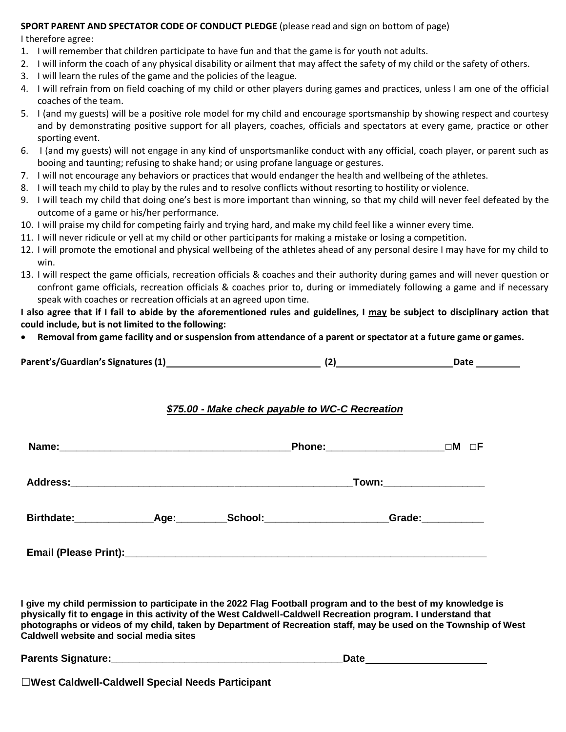**SPORT PARENT AND SPECTATOR CODE OF CONDUCT PLEDGE** (please read and sign on bottom of page)

I therefore agree:

1. I will remember that children participate to have fun and that the game is for youth not adults.
2. I will inform the coach of any physical disability or ailment that may affect the safety of my child or the safety of others.
3. I will learn the rules of the game and the policies of the league.
4. I will refrain from on field coaching of my child or other players during games and practices, unless I am one of the official coaches of the team.
5. I (and my guests) will be a positive role model for my child and encourage sportsmanship by showing respect and courtesy and by demonstrating positive support for all players, coaches, officials and spectators at every game, practice or other sporting event.
6. I (and my guests) will not engage in any kind of unsportsmanlike conduct with any official, coach player, or parent such as booing and taunting; refusing to shake hand; or using profane language or gestures.
7. I will not encourage any behaviors or practices that would endanger the health and wellbeing of the athletes.
8. I will teach my child to play by the rules and to resolve conflicts without resorting to hostility or violence.
9. I will teach my child that doing one's best is more important than winning, so that my child will never feel defeated by the outcome of a game or his/her performance.
10. I will praise my child for competing fairly and trying hard, and make my child feel like a winner every time.
11. I will never ridicule or yell at my child or other participants for making a mistake or losing a competition.
12. I will promote the emotional and physical wellbeing of the athletes ahead of any personal desire I may have for my child to win.
13. I will respect the game officials, recreation officials & coaches and their authority during games and will never question or confront game officials, recreation officials & coaches prior to, during or immediately following a game and if necessary speak with coaches or recreation officials at an agreed upon time.

**I also agree that if I fail to abide by the aforementioned rules and guidelines, I <u>may</u> be subject to disciplinary action that could include, but is not limited to the following:**

- **Removal from game facility and or suspension from attendance of a parent or spectator at a future game or games.**

**Parent's/Guardian's Signatures (1)______________________________ (2)______________________ Date _________**

***$75.00 - Make check payable to WC-C Recreation***

**Name:________________________________________Phone:____________________ ☐M ☐F**

**Address:____________________________________________________Town:_________________**

**Birthdate:______________Age:_________School:______________________Grade:___________**

**Email (Please Print):_________________________________________________________________**

**I give my child permission to participate in the 2022 Flag Football program and to the best of my knowledge is physically fit to engage in this activity of the West Caldwell-Caldwell Recreation program. I understand that photographs or videos of my child, taken by Department of Recreation staff, may be used on the Township of West Caldwell website and social media sites**

**Parents Signature:________________________________________Date_____________________**

**☐West Caldwell-Caldwell Special Needs Participant**